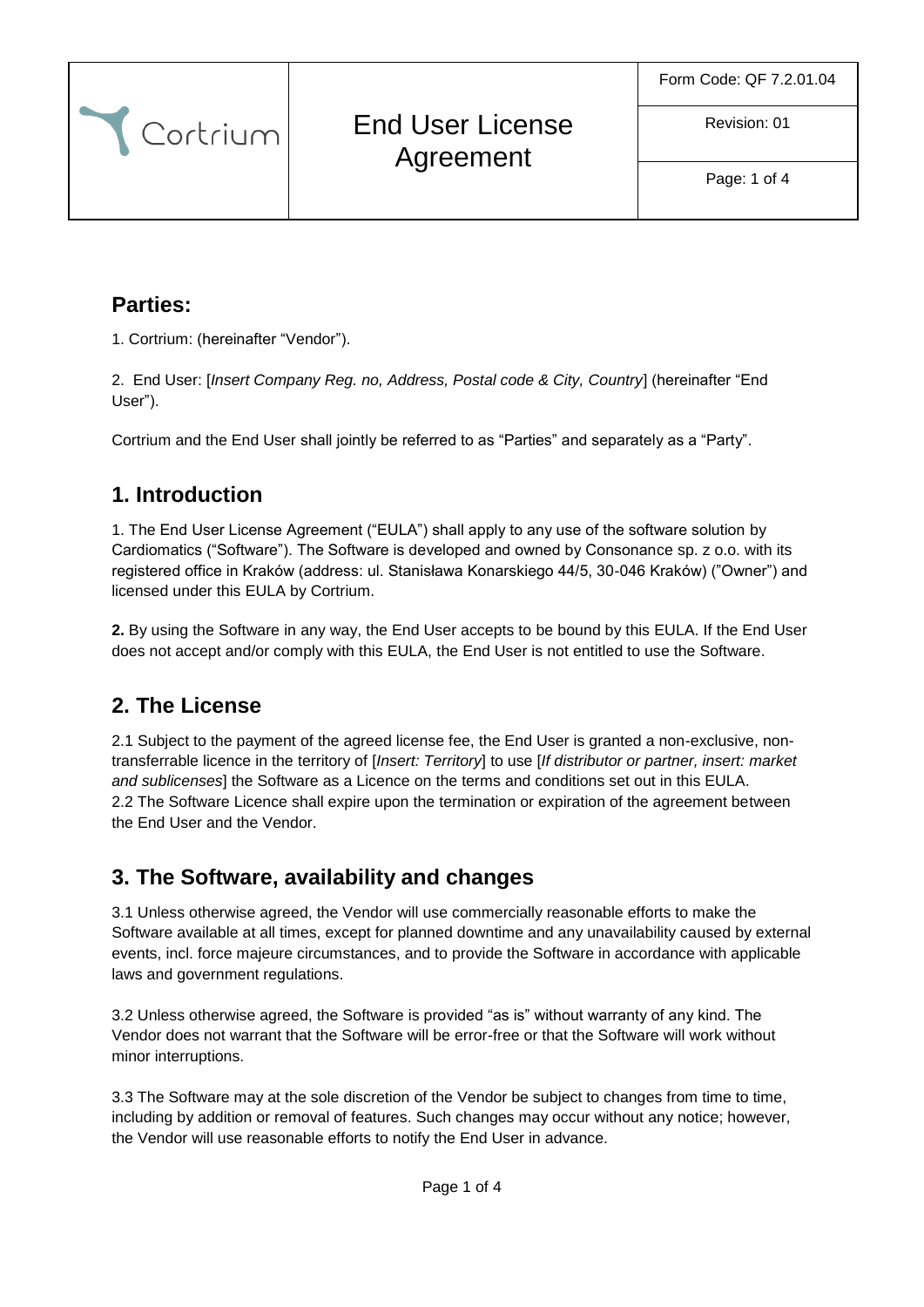# End User License Agreement

Form Code: QF 7.2.01.04

Revision: 01

## Parties:

1. Cortrium: (hereinafter "Vendor").

2. End User: [*Insert Company Reg. no, Address, Postal code & City, Country*] (hereinafter "End User").

Cortrium and the End User shall jointly be referred to as "Parties" and separately as a "Party".

## 1. Introduction

1. The End User License Agreement ("EULA") shall apply to any use of the software solution by Cardiomatics ("Software"). The Software is developed and owned by Consonance sp. z o.o. with its registered office in Kraków (address: ul. Stanisława Konarskiego 44/5, 30-046 Kraków) ("Owner") and licensed under this EULA by Cortrium.

**2.** By using the Software in any way, the End User accepts to be bound by this EULA. If the End User does not accept and/or comply with this EULA, the End User is not entitled to use the Software.

## 2. The License

2.1 Subject to the payment of the agreed license fee, the End User is granted a non-exclusive, non-transferrable licence in the territory of [*Insert: Territory*] to use [*If distributor or partner, insert: market and sublicenses*] the Software as a Licence on the terms and conditions set out in this EULA.
2.2 The Software Licence shall expire upon the termination or expiration of the agreement between the End User and the Vendor.

## 3. The Software, availability and changes

3.1 Unless otherwise agreed, the Vendor will use commercially reasonable efforts to make the Software available at all times, except for planned downtime and any unavailability caused by external events, incl. force majeure circumstances, and to provide the Software in accordance with applicable laws and government regulations.

3.2 Unless otherwise agreed, the Software is provided "as is" without warranty of any kind. The Vendor does not warrant that the Software will be error-free or that the Software will work without minor interruptions.

3.3 The Software may at the sole discretion of the Vendor be subject to changes from time to time, including by addition or removal of features. Such changes may occur without any notice; however, the Vendor will use reasonable efforts to notify the End User in advance.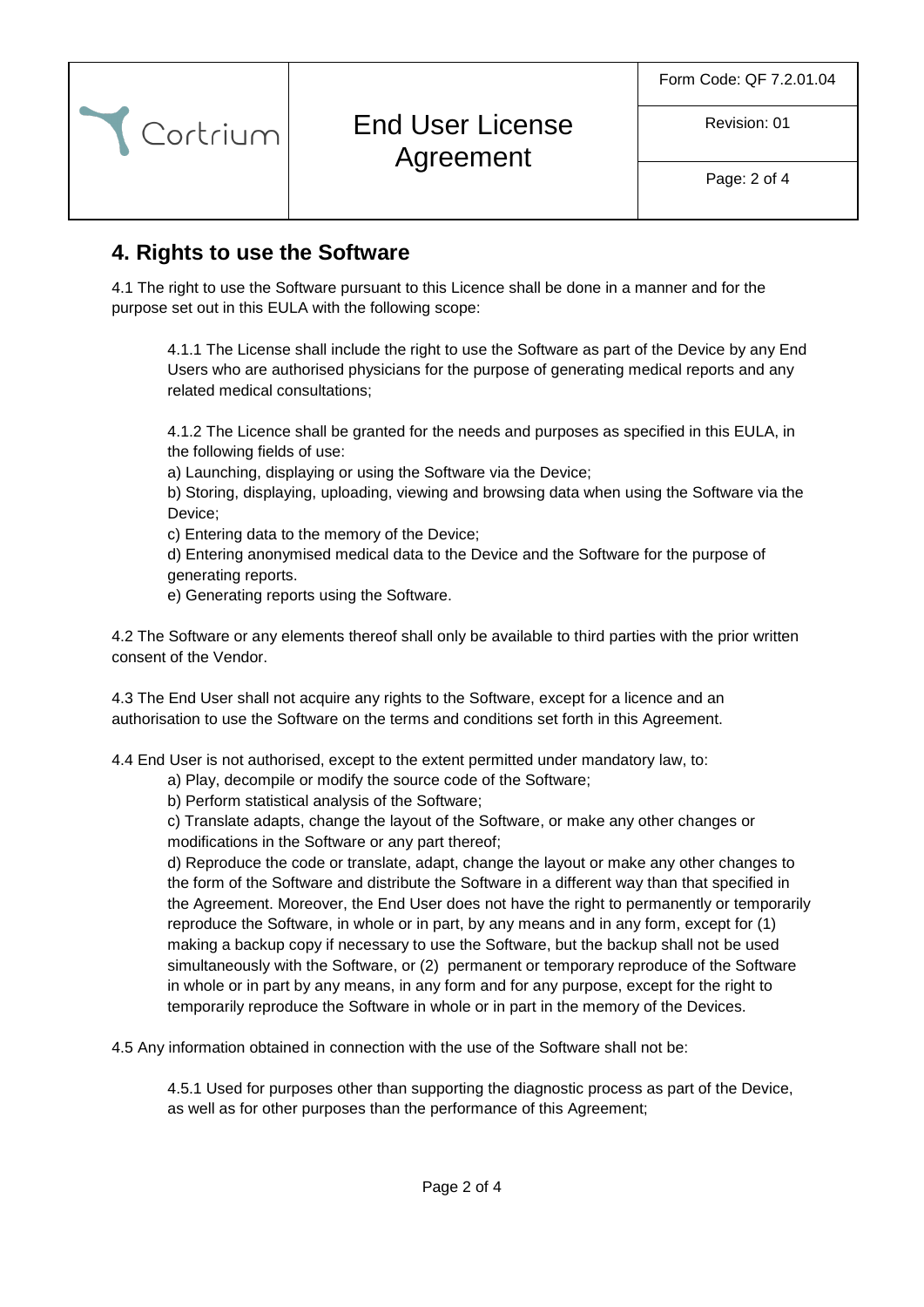## 4. Rights to use the Software

4.1 The right to use the Software pursuant to this Licence shall be done in a manner and for the purpose set out in this EULA with the following scope:

4.1.1 The License shall include the right to use the Software as part of the Device by any End Users who are authorised physicians for the purpose of generating medical reports and any related medical consultations;

4.1.2 The Licence shall be granted for the needs and purposes as specified in this EULA, in the following fields of use:

a) Launching, displaying or using the Software via the Device;

b) Storing, displaying, uploading, viewing and browsing data when using the Software via the Device;

c) Entering data to the memory of the Device;

d) Entering anonymised medical data to the Device and the Software for the purpose of generating reports.

e) Generating reports using the Software.

4.2 The Software or any elements thereof shall only be available to third parties with the prior written consent of the Vendor.

4.3 The End User shall not acquire any rights to the Software, except for a licence and an authorisation to use the Software on the terms and conditions set forth in this Agreement.

4.4 End User is not authorised, except to the extent permitted under mandatory law, to:

a) Play, decompile or modify the source code of the Software;

b) Perform statistical analysis of the Software;

c) Translate adapts, change the layout of the Software, or make any other changes or modifications in the Software or any part thereof;

d) Reproduce the code or translate, adapt, change the layout or make any other changes to the form of the Software and distribute the Software in a different way than that specified in the Agreement. Moreover, the End User does not have the right to permanently or temporarily reproduce the Software, in whole or in part, by any means and in any form, except for (1) making a backup copy if necessary to use the Software, but the backup shall not be used simultaneously with the Software, or (2) permanent or temporary reproduce of the Software in whole or in part by any means, in any form and for any purpose, except for the right to temporarily reproduce the Software in whole or in part in the memory of the Devices.

4.5 Any information obtained in connection with the use of the Software shall not be:

4.5.1 Used for purposes other than supporting the diagnostic process as part of the Device, as well as for other purposes than the performance of this Agreement;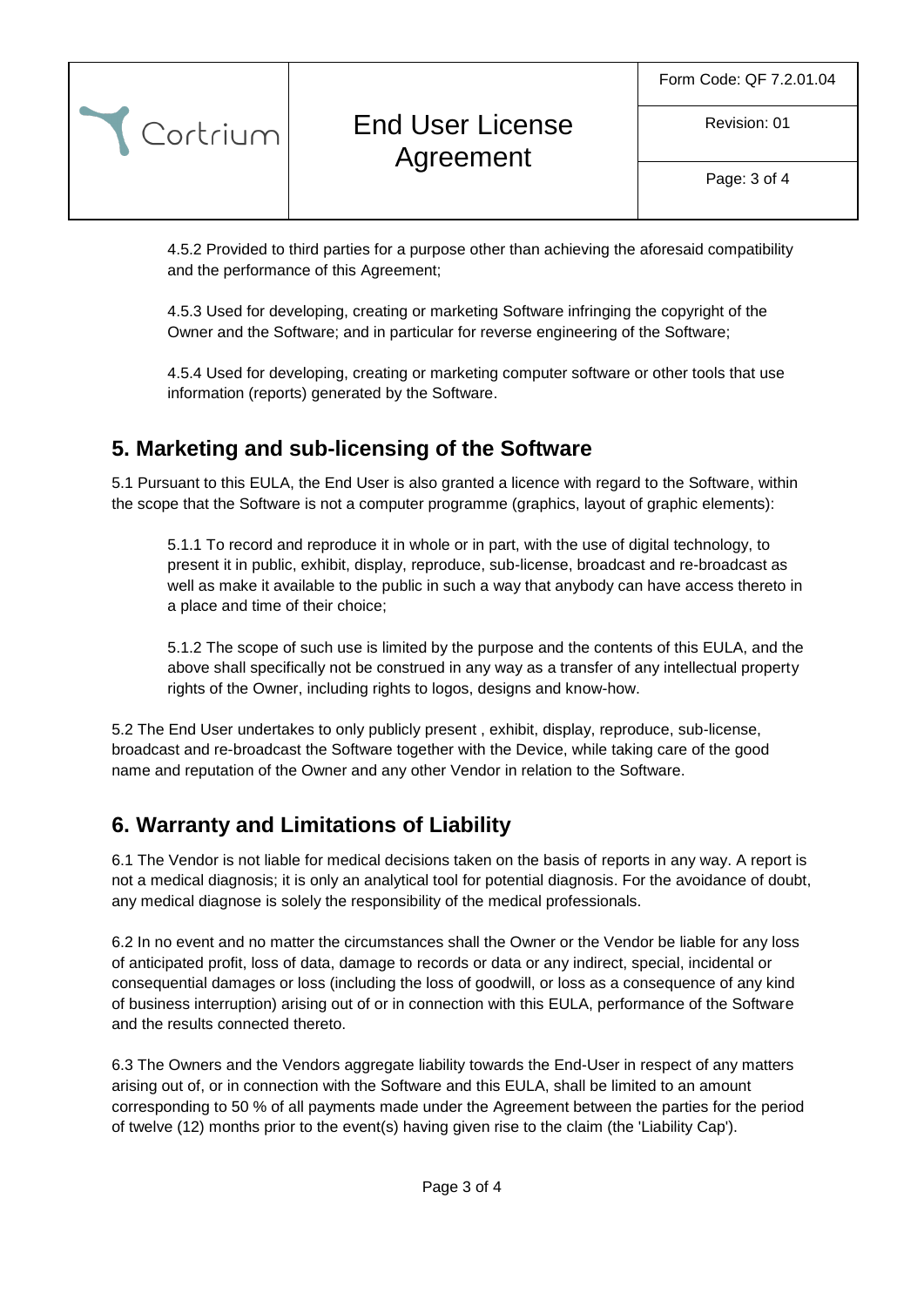4.5.2 Provided to third parties for a purpose other than achieving the aforesaid compatibility and the performance of this Agreement;

4.5.3 Used for developing, creating or marketing Software infringing the copyright of the Owner and the Software; and in particular for reverse engineering of the Software;

4.5.4 Used for developing, creating or marketing computer software or other tools that use information (reports) generated by the Software.

## 5. Marketing and sub-licensing of the Software

5.1 Pursuant to this EULA, the End User is also granted a licence with regard to the Software, within the scope that the Software is not a computer programme (graphics, layout of graphic elements):

5.1.1 To record and reproduce it in whole or in part, with the use of digital technology, to present it in public, exhibit, display, reproduce, sub-license, broadcast and re-broadcast as well as make it available to the public in such a way that anybody can have access thereto in a place and time of their choice;

5.1.2 The scope of such use is limited by the purpose and the contents of this EULA, and the above shall specifically not be construed in any way as a transfer of any intellectual property rights of the Owner, including rights to logos, designs and know-how.

5.2 The End User undertakes to only publicly present , exhibit, display, reproduce, sub-license, broadcast and re-broadcast the Software together with the Device, while taking care of the good name and reputation of the Owner and any other Vendor in relation to the Software.

## 6. Warranty and Limitations of Liability

6.1 The Vendor is not liable for medical decisions taken on the basis of reports in any way. A report is not a medical diagnosis; it is only an analytical tool for potential diagnosis. For the avoidance of doubt, any medical diagnose is solely the responsibility of the medical professionals.

6.2 In no event and no matter the circumstances shall the Owner or the Vendor be liable for any loss of anticipated profit, loss of data, damage to records or data or any indirect, special, incidental or consequential damages or loss (including the loss of goodwill, or loss as a consequence of any kind of business interruption) arising out of or in connection with this EULA, performance of the Software and the results connected thereto.

6.3 The Owners and the Vendors aggregate liability towards the End-User in respect of any matters arising out of, or in connection with the Software and this EULA, shall be limited to an amount corresponding to 50 % of all payments made under the Agreement between the parties for the period of twelve (12) months prior to the event(s) having given rise to the claim (the 'Liability Cap').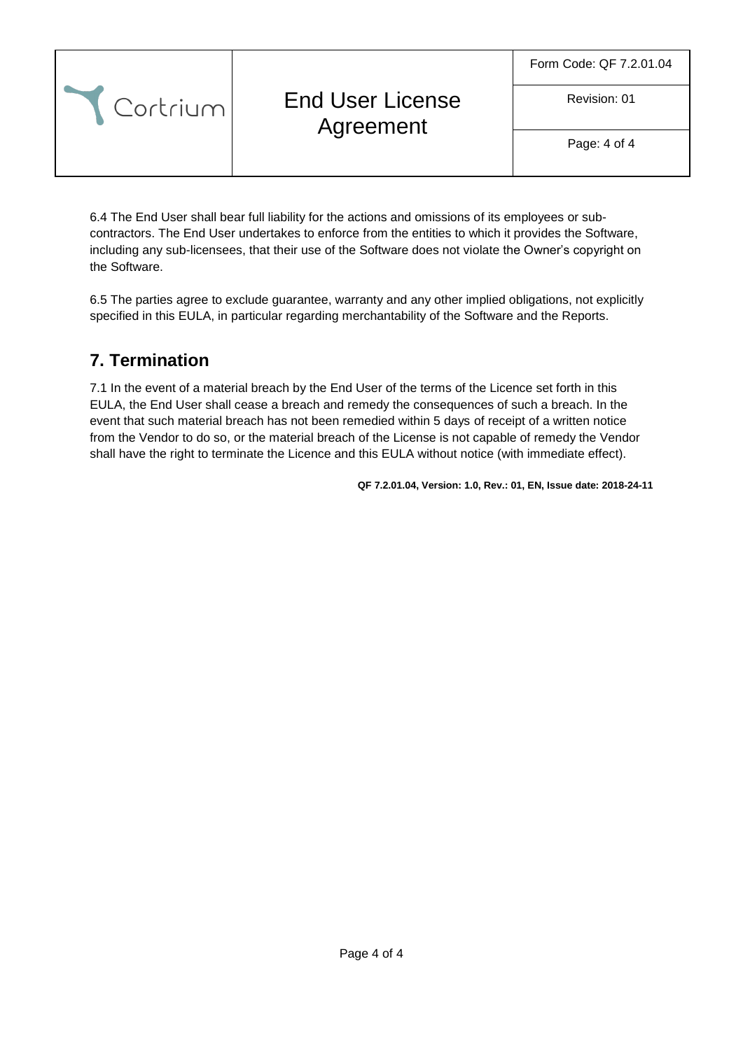6.4 The End User shall bear full liability for the actions and omissions of its employees or sub-contractors. The End User undertakes to enforce from the entities to which it provides the Software, including any sub-licensees, that their use of the Software does not violate the Owner's copyright on the Software.

6.5 The parties agree to exclude guarantee, warranty and any other implied obligations, not explicitly specified in this EULA, in particular regarding merchantability of the Software and the Reports.

## 7. Termination

7.1 In the event of a material breach by the End User of the terms of the Licence set forth in this EULA, the End User shall cease a breach and remedy the consequences of such a breach. In the event that such material breach has not been remedied within 5 days of receipt of a written notice from the Vendor to do so, or the material breach of the License is not capable of remedy the Vendor shall have the right to terminate the Licence and this EULA without notice (with immediate effect).

**QF 7.2.01.04, Version: 1.0, Rev.: 01, EN, Issue date: 2018-24-11**